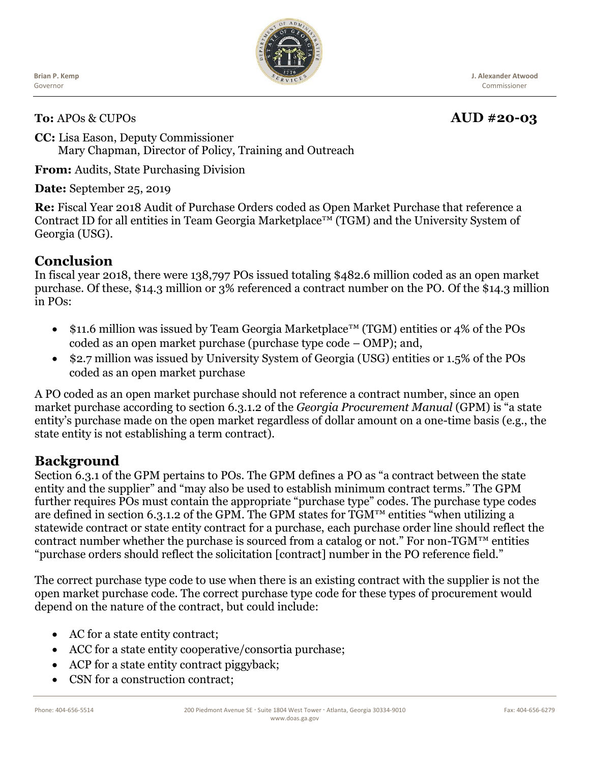Brian P. Kemp
Governor

J. Alexander Atwood
Commissioner

**To:** APOs & CUPOs **AUD #20-03**

**CC:** Lisa Eason, Deputy Commissioner
Mary Chapman, Director of Policy, Training and Outreach

**From:** Audits, State Purchasing Division

**Date:** September 25, 2019

**Re:** Fiscal Year 2018 Audit of Purchase Orders coded as Open Market Purchase that reference a Contract ID for all entities in Team Georgia Marketplace™ (TGM) and the University System of Georgia (USG).

## Conclusion

In fiscal year 2018, there were 138,797 POs issued totaling $482.6 million coded as an open market purchase. Of these, $14.3 million or 3% referenced a contract number on the PO. Of the $14.3 million in POs:

- $11.6 million was issued by Team Georgia Marketplace™ (TGM) entities or 4% of the POs coded as an open market purchase (purchase type code – OMP); and,
- $2.7 million was issued by University System of Georgia (USG) entities or 1.5% of the POs coded as an open market purchase

A PO coded as an open market purchase should not reference a contract number, since an open market purchase according to section 6.3.1.2 of the *Georgia Procurement Manual* (GPM) is "a state entity's purchase made on the open market regardless of dollar amount on a one-time basis (e.g., the state entity is not establishing a term contract).

## Background

Section 6.3.1 of the GPM pertains to POs. The GPM defines a PO as "a contract between the state entity and the supplier" and "may also be used to establish minimum contract terms." The GPM further requires POs must contain the appropriate "purchase type" codes. The purchase type codes are defined in section 6.3.1.2 of the GPM. The GPM states for TGM™ entities "when utilizing a statewide contract or state entity contract for a purchase, each purchase order line should reflect the contract number whether the purchase is sourced from a catalog or not." For non-TGM™ entities "purchase orders should reflect the solicitation [contract] number in the PO reference field."

The correct purchase type code to use when there is an existing contract with the supplier is not the open market purchase code. The correct purchase type code for these types of procurement would depend on the nature of the contract, but could include:

- AC for a state entity contract;
- ACC for a state entity cooperative/consortia purchase;
- ACP for a state entity contract piggyback;
- CSN for a construction contract;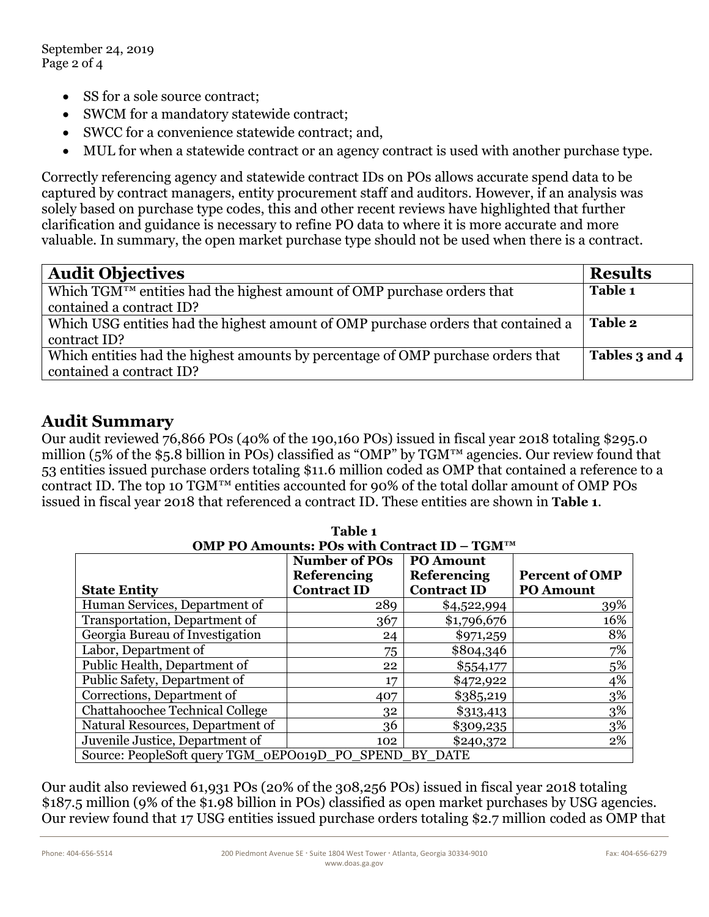- SS for a sole source contract;
- SWCM for a mandatory statewide contract;
- SWCC for a convenience statewide contract; and,
- MUL for when a statewide contract or an agency contract is used with another purchase type.

Correctly referencing agency and statewide contract IDs on POs allows accurate spend data to be captured by contract managers, entity procurement staff and auditors. However, if an analysis was solely based on purchase type codes, this and other recent reviews have highlighted that further clarification and guidance is necessary to refine PO data to where it is more accurate and more valuable. In summary, the open market purchase type should not be used when there is a contract.

| Audit Objectives | Results |
|---|---|
| Which TGM™ entities had the highest amount of OMP purchase orders that contained a contract ID? | **Table 1** |
| Which USG entities had the highest amount of OMP purchase orders that contained a contract ID? | **Table 2** |
| Which entities had the highest amounts by percentage of OMP purchase orders that contained a contract ID? | **Tables 3 and 4** |

## Audit Summary

Our audit reviewed 76,866 POs (40% of the 190,160 POs) issued in fiscal year 2018 totaling $295.0 million (5% of the $5.8 billion in POs) classified as "OMP" by TGM™ agencies. Our review found that 53 entities issued purchase orders totaling $11.6 million coded as OMP that contained a reference to a contract ID. The top 10 TGM™ entities accounted for 90% of the total dollar amount of OMP POs issued in fiscal year 2018 that referenced a contract ID. These entities are shown in **Table 1**.

**Table 1**
**OMP PO Amounts: POs with Contract ID – TGM™**

| State Entity | Number of POs Referencing Contract ID | PO Amount Referencing Contract ID | Percent of OMP PO Amount |
|---|---:|---:|---:|
| Human Services, Department of | 289 | $4,522,994 | 39% |
| Transportation, Department of | 367 | $1,796,676 | 16% |
| Georgia Bureau of Investigation | 24 | $971,259 | 8% |
| Labor, Department of | 75 | $804,346 | 7% |
| Public Health, Department of | 22 | $554,177 | 5% |
| Public Safety, Department of | 17 | $472,922 | 4% |
| Corrections, Department of | 407 | $385,219 | 3% |
| Chattahoochee Technical College | 32 | $313,413 | 3% |
| Natural Resources, Department of | 36 | $309,235 | 3% |
| Juvenile Justice, Department of | 102 | $240,372 | 2% |
| Source: PeopleSoft query TGM_0EPO019D_PO_SPEND_BY_DATE | | | |

Our audit also reviewed 61,931 POs (20% of the 308,256 POs) issued in fiscal year 2018 totaling $187.5 million (9% of the $1.98 billion in POs) classified as open market purchases by USG agencies. Our review found that 17 USG entities issued purchase orders totaling $2.7 million coded as OMP that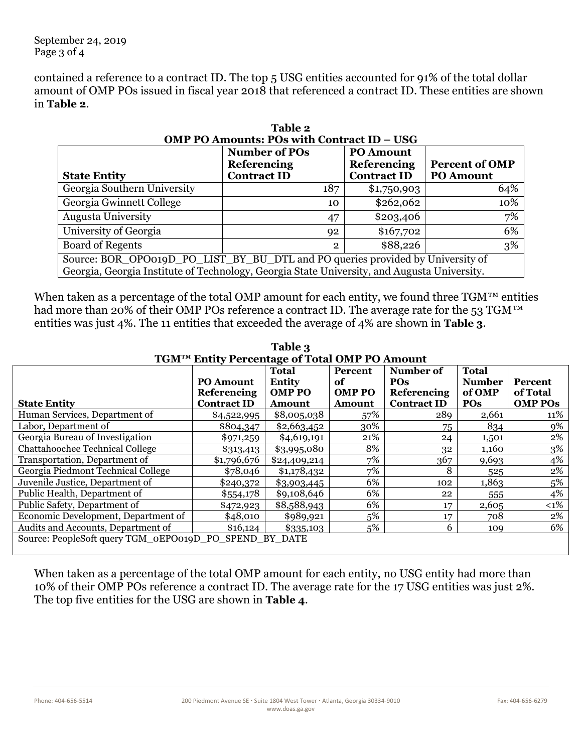contained a reference to a contract ID. The top 5 USG entities accounted for 91% of the total dollar amount of OMP POs issued in fiscal year 2018 that referenced a contract ID. These entities are shown in **Table 2**.

**Table 2**
**OMP PO Amounts: POs with Contract ID – USG**

| State Entity | Number of POs Referencing Contract ID | PO Amount Referencing Contract ID | Percent of OMP PO Amount |
|---|---|---|---|
| Georgia Southern University | 187 | $1,750,903 | 64% |
| Georgia Gwinnett College | 10 | $262,062 | 10% |
| Augusta University | 47 | $203,406 | 7% |
| University of Georgia | 92 | $167,702 | 6% |
| Board of Regents | 2 | $88,226 | 3% |
| Source: BOR_OPO019D_PO_LIST_BY_BU_DTL and PO queries provided by University of Georgia, Georgia Institute of Technology, Georgia State University, and Augusta University. | | | |

When taken as a percentage of the total OMP amount for each entity, we found three TGM™ entities had more than 20% of their OMP POs reference a contract ID. The average rate for the 53 TGM™ entities was just 4%. The 11 entities that exceeded the average of 4% are shown in **Table 3**.

**Table 3**
**TGM™ Entity Percentage of Total OMP PO Amount**

| State Entity | PO Amount Referencing Contract ID | Total Entity OMP PO Amount | Percent of OMP PO Amount | Number of POs Referencing Contract ID | Total Number of OMP POs | Percent of Total OMP POs |
|---|---|---|---|---|---|---|
| Human Services, Department of | $4,522,995 | $8,005,038 | 57% | 289 | 2,661 | 11% |
| Labor, Department of | $804,347 | $2,663,452 | 30% | 75 | 834 | 9% |
| Georgia Bureau of Investigation | $971,259 | $4,619,191 | 21% | 24 | 1,501 | 2% |
| Chattahoochee Technical College | $313,413 | $3,995,080 | 8% | 32 | 1,160 | 3% |
| Transportation, Department of | $1,796,676 | $24,409,214 | 7% | 367 | 9,693 | 4% |
| Georgia Piedmont Technical College | $78,046 | $1,178,432 | 7% | 8 | 525 | 2% |
| Juvenile Justice, Department of | $240,372 | $3,903,445 | 6% | 102 | 1,863 | 5% |
| Public Health, Department of | $554,178 | $9,108,646 | 6% | 22 | 555 | 4% |
| Public Safety, Department of | $472,923 | $8,588,943 | 6% | 17 | 2,605 | <1% |
| Economic Development, Department of | $48,010 | $989,921 | 5% | 17 | 708 | 2% |
| Audits and Accounts, Department of | $16,124 | $335,103 | 5% | 6 | 109 | 6% |
| Source: PeopleSoft query TGM_0EPO019D_PO_SPEND_BY_DATE | | | | | | |

When taken as a percentage of the total OMP amount for each entity, no USG entity had more than 10% of their OMP POs reference a contract ID. The average rate for the 17 USG entities was just 2%. The top five entities for the USG are shown in **Table 4**.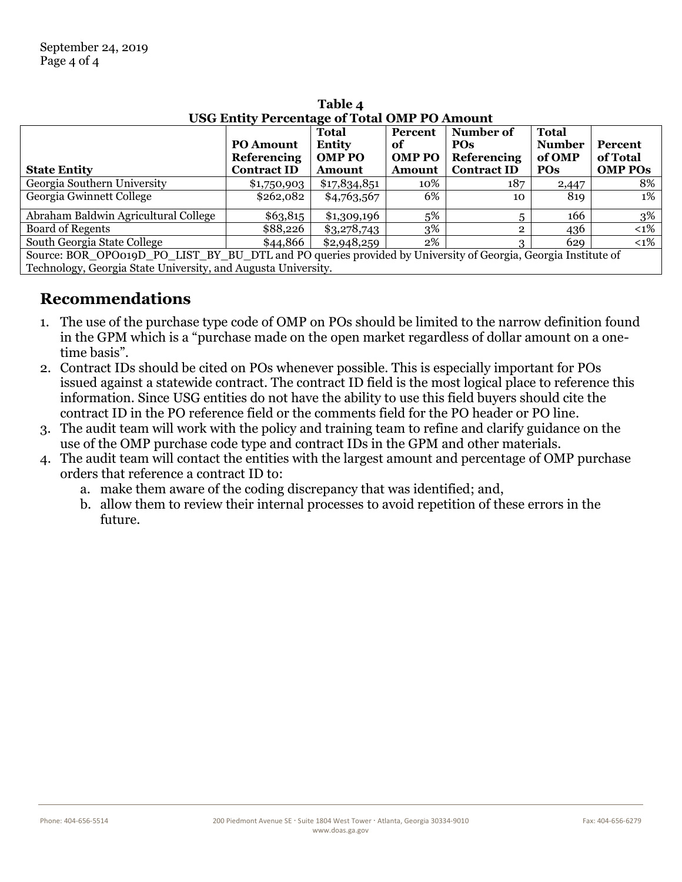**Table 4**
**USG Entity Percentage of Total OMP PO Amount**

| State Entity | PO Amount Referencing Contract ID | Total Entity OMP PO Amount | Percent of OMP PO Amount | Number of POs Referencing Contract ID | Total Number of OMP POs | Percent of Total OMP POs |
|---|---|---|---|---|---|---|
| Georgia Southern University | $1,750,903 | $17,834,851 | 10% | 187 | 2,447 | 8% |
| Georgia Gwinnett College | $262,082 | $4,763,567 | 6% | 10 | 819 | 1% |
| Abraham Baldwin Agricultural College | $63,815 | $1,309,196 | 5% | 5 | 166 | 3% |
| Board of Regents | $88,226 | $3,278,743 | 3% | 2 | 436 | <1% |
| South Georgia State College | $44,866 | $2,948,259 | 2% | 3 | 629 | <1% |

Source: BOR_OPO019D_PO_LIST_BY_BU_DTL and PO queries provided by University of Georgia, Georgia Institute of Technology, Georgia State University, and Augusta University.

## Recommendations

1. The use of the purchase type code of OMP on POs should be limited to the narrow definition found in the GPM which is a "purchase made on the open market regardless of dollar amount on a one-time basis".
2. Contract IDs should be cited on POs whenever possible. This is especially important for POs issued against a statewide contract. The contract ID field is the most logical place to reference this information. Since USG entities do not have the ability to use this field buyers should cite the contract ID in the PO reference field or the comments field for the PO header or PO line.
3. The audit team will work with the policy and training team to refine and clarify guidance on the use of the OMP purchase code type and contract IDs in the GPM and other materials.
4. The audit team will contact the entities with the largest amount and percentage of OMP purchase orders that reference a contract ID to:
    a. make them aware of the coding discrepancy that was identified; and,
    b. allow them to review their internal processes to avoid repetition of these errors in the future.